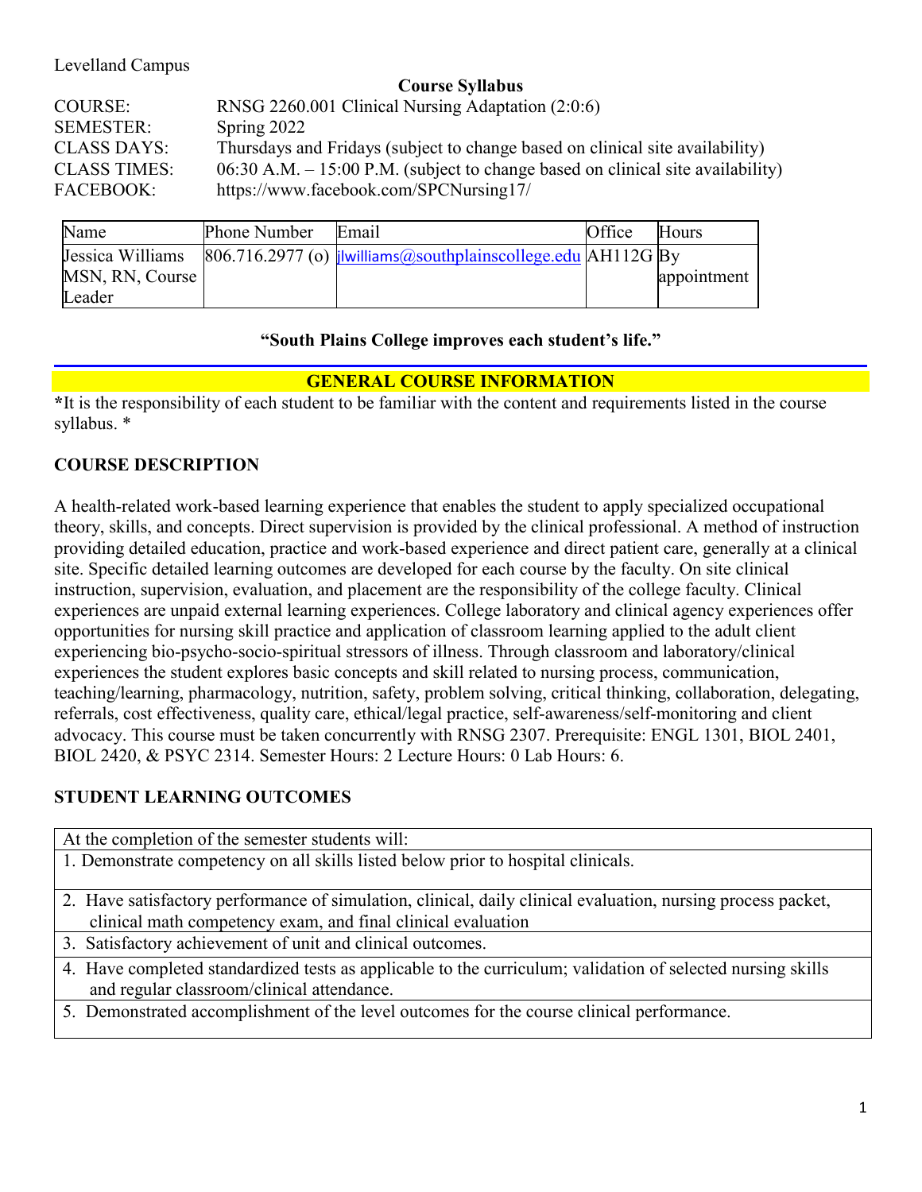Levelland Campus

**Course Syllabus**

COURSE: RNSG 2260.001 Clinical Nursing Adaptation (2:0:6)
SEMESTER: Spring 2022
CLASS DAYS: Thursdays and Fridays (subject to change based on clinical site availability)
CLASS TIMES: 06:30 A.M. – 15:00 P.M. (subject to change based on clinical site availability)
FACEBOOK: https://www.facebook.com/SPCNursing17/

| Name | Phone Number | Email | Office | Hours |
|---|---|---|---|---|
| Jessica Williams MSN, RN, Course Leader | 806.716.2977 (o) | jlwilliams@southplainscollege.edu | AH112G | By appointment |

**"South Plains College improves each student's life."**

## GENERAL COURSE INFORMATION

***It is the responsibility of each student to be familiar with the content and requirements listed in the course syllabus.** *

### COURSE DESCRIPTION

A health-related work-based learning experience that enables the student to apply specialized occupational theory, skills, and concepts. Direct supervision is provided by the clinical professional. A method of instruction providing detailed education, practice and work-based experience and direct patient care, generally at a clinical site. Specific detailed learning outcomes are developed for each course by the faculty. On site clinical instruction, supervision, evaluation, and placement are the responsibility of the college faculty. Clinical experiences are unpaid external learning experiences. College laboratory and clinical agency experiences offer opportunities for nursing skill practice and application of classroom learning applied to the adult client experiencing bio-psycho-socio-spiritual stressors of illness. Through classroom and laboratory/clinical experiences the student explores basic concepts and skill related to nursing process, communication, teaching/learning, pharmacology, nutrition, safety, problem solving, critical thinking, collaboration, delegating, referrals, cost effectiveness, quality care, ethical/legal practice, self-awareness/self-monitoring and client advocacy. This course must be taken concurrently with RNSG 2307. Prerequisite: ENGL 1301, BIOL 2401, BIOL 2420, & PSYC 2314. Semester Hours: 2 Lecture Hours: 0 Lab Hours: 6.

### STUDENT LEARNING OUTCOMES

| At the completion of the semester students will: |
|---|
| 1. Demonstrate competency on all skills listed below prior to hospital clinicals. |
| 2. Have satisfactory performance of simulation, clinical, daily clinical evaluation, nursing process packet, clinical math competency exam, and final clinical evaluation |
| 3. Satisfactory achievement of unit and clinical outcomes. |
| 4. Have completed standardized tests as applicable to the curriculum; validation of selected nursing skills and regular classroom/clinical attendance. |
| 5. Demonstrated accomplishment of the level outcomes for the course clinical performance. |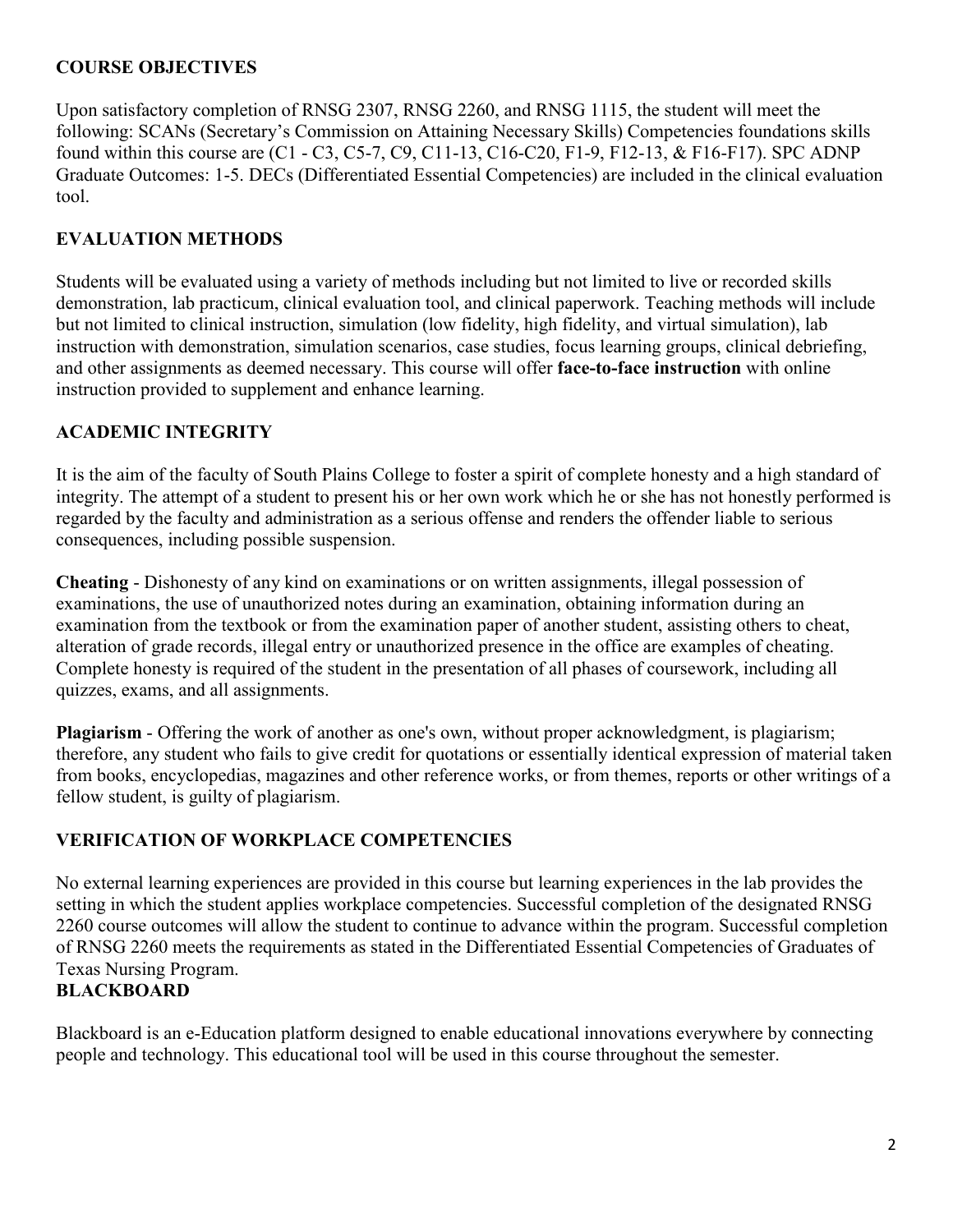## COURSE OBJECTIVES

Upon satisfactory completion of RNSG 2307, RNSG 2260, and RNSG 1115, the student will meet the following: SCANs (Secretary's Commission on Attaining Necessary Skills) Competencies foundations skills found within this course are (C1 - C3, C5-7, C9, C11-13, C16-C20, F1-9, F12-13, & F16-F17). SPC ADNP Graduate Outcomes: 1-5. DECs (Differentiated Essential Competencies) are included in the clinical evaluation tool.

## EVALUATION METHODS

Students will be evaluated using a variety of methods including but not limited to live or recorded skills demonstration, lab practicum, clinical evaluation tool, and clinical paperwork. Teaching methods will include but not limited to clinical instruction, simulation (low fidelity, high fidelity, and virtual simulation), lab instruction with demonstration, simulation scenarios, case studies, focus learning groups, clinical debriefing, and other assignments as deemed necessary. This course will offer **face-to-face instruction** with online instruction provided to supplement and enhance learning.

## ACADEMIC INTEGRITY

It is the aim of the faculty of South Plains College to foster a spirit of complete honesty and a high standard of integrity. The attempt of a student to present his or her own work which he or she has not honestly performed is regarded by the faculty and administration as a serious offense and renders the offender liable to serious consequences, including possible suspension.

**Cheating** - Dishonesty of any kind on examinations or on written assignments, illegal possession of examinations, the use of unauthorized notes during an examination, obtaining information during an examination from the textbook or from the examination paper of another student, assisting others to cheat, alteration of grade records, illegal entry or unauthorized presence in the office are examples of cheating. Complete honesty is required of the student in the presentation of all phases of coursework, including all quizzes, exams, and all assignments.

**Plagiarism** - Offering the work of another as one's own, without proper acknowledgment, is plagiarism; therefore, any student who fails to give credit for quotations or essentially identical expression of material taken from books, encyclopedias, magazines and other reference works, or from themes, reports or other writings of a fellow student, is guilty of plagiarism.

## VERIFICATION OF WORKPLACE COMPETENCIES

No external learning experiences are provided in this course but learning experiences in the lab provides the setting in which the student applies workplace competencies. Successful completion of the designated RNSG 2260 course outcomes will allow the student to continue to advance within the program. Successful completion of RNSG 2260 meets the requirements as stated in the Differentiated Essential Competencies of Graduates of Texas Nursing Program.

## BLACKBOARD

Blackboard is an e-Education platform designed to enable educational innovations everywhere by connecting people and technology. This educational tool will be used in this course throughout the semester.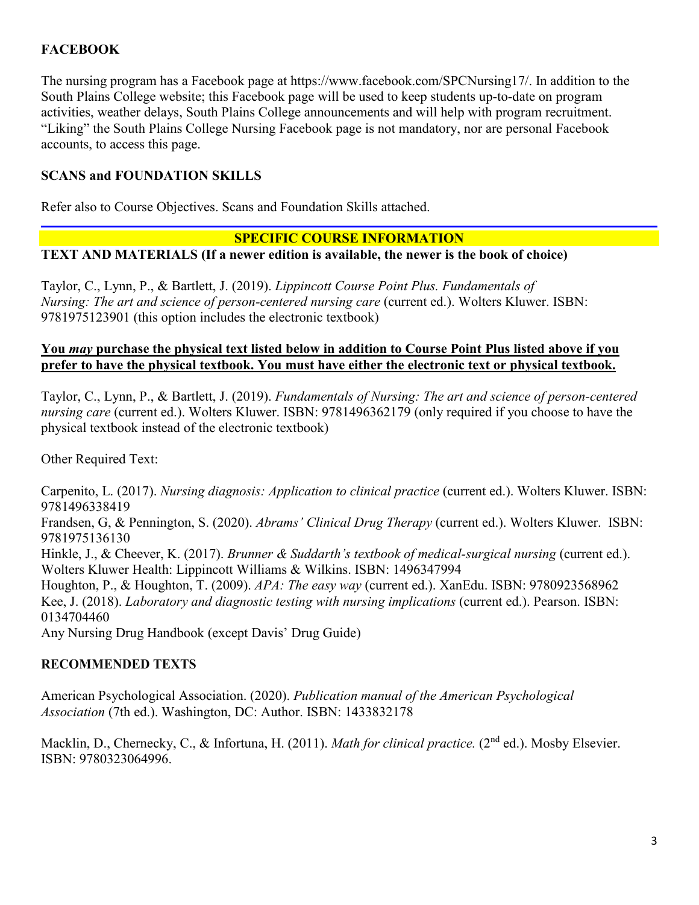## FACEBOOK

The nursing program has a Facebook page at https://www.facebook.com/SPCNursing17/. In addition to the South Plains College website; this Facebook page will be used to keep students up-to-date on program activities, weather delays, South Plains College announcements and will help with program recruitment. "Liking" the South Plains College Nursing Facebook page is not mandatory, nor are personal Facebook accounts, to access this page.

## SCANS and FOUNDATION SKILLS

Refer also to Course Objectives. Scans and Foundation Skills attached.

## SPECIFIC COURSE INFORMATION

## TEXT AND MATERIALS (If a newer edition is available, the newer is the book of choice)

Taylor, C., Lynn, P., & Bartlett, J. (2019). *Lippincott Course Point Plus. Fundamentals of Nursing: The art and science of person-centered nursing care* (current ed.). Wolters Kluwer. ISBN: 9781975123901 (this option includes the electronic textbook)

**You *may* purchase the physical text listed below in addition to Course Point Plus listed above if you prefer to have the physical textbook. You must have either the electronic text or physical textbook.**

Taylor, C., Lynn, P., & Bartlett, J. (2019). *Fundamentals of Nursing: The art and science of person-centered nursing care* (current ed.). Wolters Kluwer. ISBN: 9781496362179 (only required if you choose to have the physical textbook instead of the electronic textbook)

Other Required Text:

Carpenito, L. (2017). *Nursing diagnosis: Application to clinical practice* (current ed.). Wolters Kluwer. ISBN: 9781496338419
Frandsen, G, & Pennington, S. (2020). *Abrams' Clinical Drug Therapy* (current ed.). Wolters Kluwer. ISBN: 9781975136130
Hinkle, J., & Cheever, K. (2017). *Brunner & Suddarth's textbook of medical-surgical nursing* (current ed.). Wolters Kluwer Health: Lippincott Williams & Wilkins. ISBN: 1496347994
Houghton, P., & Houghton, T. (2009). *APA: The easy way* (current ed.). XanEdu. ISBN: 9780923568962
Kee, J. (2018). *Laboratory and diagnostic testing with nursing implications* (current ed.). Pearson. ISBN: 0134704460
Any Nursing Drug Handbook (except Davis' Drug Guide)

## RECOMMENDED TEXTS

American Psychological Association. (2020). *Publication manual of the American Psychological Association* (7th ed.). Washington, DC: Author. ISBN: 1433832178

Macklin, D., Chernecky, C., & Infortuna, H. (2011). *Math for clinical practice.* (2nd ed.). Mosby Elsevier. ISBN: 9780323064996.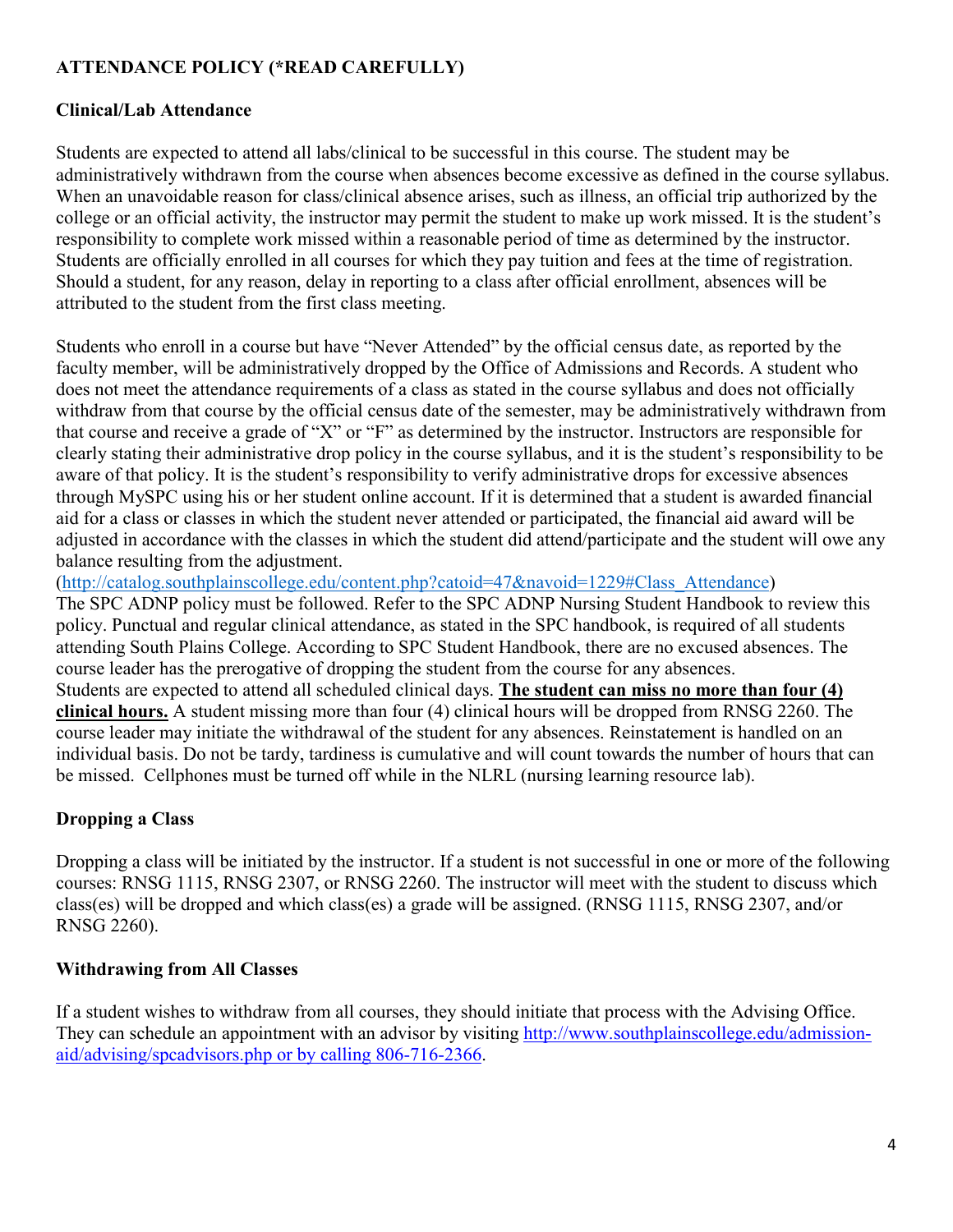## ATTENDANCE POLICY (*READ CAREFULLY)

### Clinical/Lab Attendance

Students are expected to attend all labs/clinical to be successful in this course. The student may be administratively withdrawn from the course when absences become excessive as defined in the course syllabus. When an unavoidable reason for class/clinical absence arises, such as illness, an official trip authorized by the college or an official activity, the instructor may permit the student to make up work missed. It is the student's responsibility to complete work missed within a reasonable period of time as determined by the instructor. Students are officially enrolled in all courses for which they pay tuition and fees at the time of registration. Should a student, for any reason, delay in reporting to a class after official enrollment, absences will be attributed to the student from the first class meeting.

Students who enroll in a course but have "Never Attended" by the official census date, as reported by the faculty member, will be administratively dropped by the Office of Admissions and Records. A student who does not meet the attendance requirements of a class as stated in the course syllabus and does not officially withdraw from that course by the official census date of the semester, may be administratively withdrawn from that course and receive a grade of "X" or "F" as determined by the instructor. Instructors are responsible for clearly stating their administrative drop policy in the course syllabus, and it is the student's responsibility to be aware of that policy. It is the student's responsibility to verify administrative drops for excessive absences through MySPC using his or her student online account. If it is determined that a student is awarded financial aid for a class or classes in which the student never attended or participated, the financial aid award will be adjusted in accordance with the classes in which the student did attend/participate and the student will owe any balance resulting from the adjustment.
(http://catalog.southplainscollege.edu/content.php?catoid=47&navoid=1229#Class_Attendance)
The SPC ADNP policy must be followed. Refer to the SPC ADNP Nursing Student Handbook to review this policy. Punctual and regular clinical attendance, as stated in the SPC handbook, is required of all students attending South Plains College. According to SPC Student Handbook, there are no excused absences. The course leader has the prerogative of dropping the student from the course for any absences.
Students are expected to attend all scheduled clinical days. **The student can miss no more than four (4) clinical hours.** A student missing more than four (4) clinical hours will be dropped from RNSG 2260. The course leader may initiate the withdrawal of the student for any absences. Reinstatement is handled on an individual basis. Do not be tardy, tardiness is cumulative and will count towards the number of hours that can be missed. Cellphones must be turned off while in the NLRL (nursing learning resource lab).

### Dropping a Class

Dropping a class will be initiated by the instructor. If a student is not successful in one or more of the following courses: RNSG 1115, RNSG 2307, or RNSG 2260. The instructor will meet with the student to discuss which class(es) will be dropped and which class(es) a grade will be assigned. (RNSG 1115, RNSG 2307, and/or RNSG 2260).

### Withdrawing from All Classes

If a student wishes to withdraw from all courses, they should initiate that process with the Advising Office. They can schedule an appointment with an advisor by visiting http://www.southplainscollege.edu/admission-aid/advising/spcadvisors.php or by calling 806-716-2366.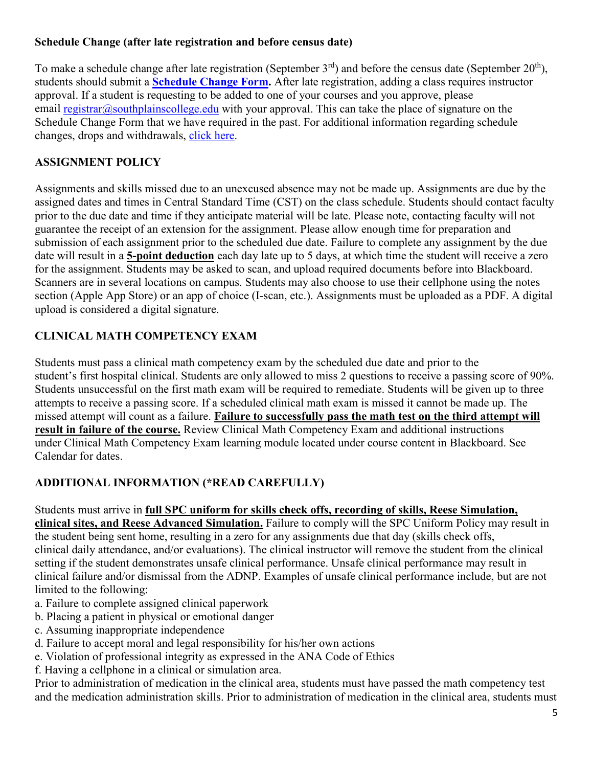### Schedule Change (after late registration and before census date)

To make a schedule change after late registration (September 3rd) and before the census date (September 20th), students should submit a **[Schedule Change Form](#).** After late registration, adding a class requires instructor approval. If a student is requesting to be added to one of your courses and you approve, please email [registrar@southplainscollege.edu](mailto:registrar@southplainscollege.edu) with your approval. This can take the place of signature on the Schedule Change Form that we have required in the past. For additional information regarding schedule changes, drops and withdrawals, [click here](#).

### ASSIGNMENT POLICY

Assignments and skills missed due to an unexcused absence may not be made up. Assignments are due by the assigned dates and times in Central Standard Time (CST) on the class schedule. Students should contact faculty prior to the due date and time if they anticipate material will be late. Please note, contacting faculty will not guarantee the receipt of an extension for the assignment. Please allow enough time for preparation and submission of each assignment prior to the scheduled due date. Failure to complete any assignment by the due date will result in a **5-point deduction** each day late up to 5 days, at which time the student will receive a zero for the assignment. Students may be asked to scan, and upload required documents before into Blackboard. Scanners are in several locations on campus. Students may also choose to use their cellphone using the notes section (Apple App Store) or an app of choice (I-scan, etc.). Assignments must be uploaded as a PDF. A digital upload is considered a digital signature.

### CLINICAL MATH COMPETENCY EXAM

Students must pass a clinical math competency exam by the scheduled due date and prior to the student's first hospital clinical. Students are only allowed to miss 2 questions to receive a passing score of 90%. Students unsuccessful on the first math exam will be required to remediate. Students will be given up to three attempts to receive a passing score. If a scheduled clinical math exam is missed it cannot be made up. The missed attempt will count as a failure. **Failure to successfully pass the math test on the third attempt will result in failure of the course.** Review Clinical Math Competency Exam and additional instructions under Clinical Math Competency Exam learning module located under course content in Blackboard. See Calendar for dates.

### ADDITIONAL INFORMATION (*READ CAREFULLY)

Students must arrive in **full SPC uniform for skills check offs, recording of skills, Reese Simulation, clinical sites, and Reese Advanced Simulation.** Failure to comply will the SPC Uniform Policy may result in the student being sent home, resulting in a zero for any assignments due that day (skills check offs, clinical daily attendance, and/or evaluations). The clinical instructor will remove the student from the clinical setting if the student demonstrates unsafe clinical performance. Unsafe clinical performance may result in clinical failure and/or dismissal from the ADNP. Examples of unsafe clinical performance include, but are not limited to the following:

a. Failure to complete assigned clinical paperwork
b. Placing a patient in physical or emotional danger
c. Assuming inappropriate independence
d. Failure to accept moral and legal responsibility for his/her own actions
e. Violation of professional integrity as expressed in the ANA Code of Ethics
f. Having a cellphone in a clinical or simulation area.

Prior to administration of medication in the clinical area, students must have passed the math competency test and the medication administration skills. Prior to administration of medication in the clinical area, students must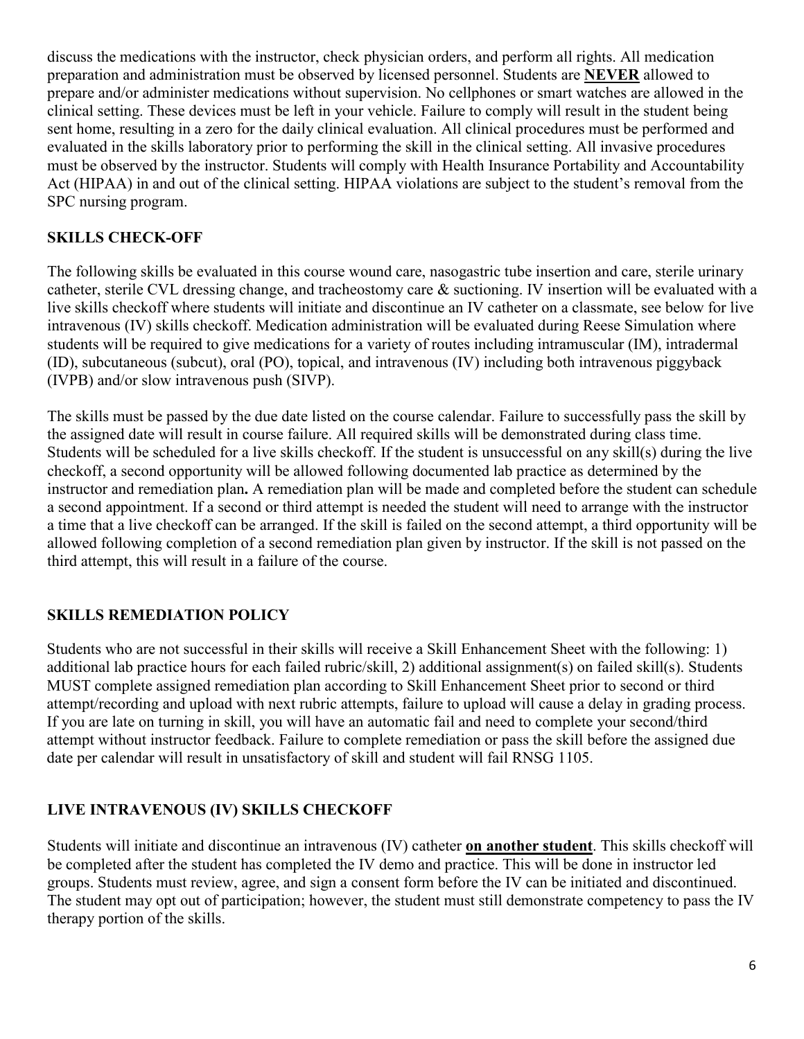discuss the medications with the instructor, check physician orders, and perform all rights. All medication preparation and administration must be observed by licensed personnel. Students are **NEVER** allowed to prepare and/or administer medications without supervision. No cellphones or smart watches are allowed in the clinical setting. These devices must be left in your vehicle. Failure to comply will result in the student being sent home, resulting in a zero for the daily clinical evaluation. All clinical procedures must be performed and evaluated in the skills laboratory prior to performing the skill in the clinical setting. All invasive procedures must be observed by the instructor. Students will comply with Health Insurance Portability and Accountability Act (HIPAA) in and out of the clinical setting. HIPAA violations are subject to the student's removal from the SPC nursing program.

## SKILLS CHECK-OFF

The following skills be evaluated in this course wound care, nasogastric tube insertion and care, sterile urinary catheter, sterile CVL dressing change, and tracheostomy care & suctioning. IV insertion will be evaluated with a live skills checkoff where students will initiate and discontinue an IV catheter on a classmate, see below for live intravenous (IV) skills checkoff. Medication administration will be evaluated during Reese Simulation where students will be required to give medications for a variety of routes including intramuscular (IM), intradermal (ID), subcutaneous (subcut), oral (PO), topical, and intravenous (IV) including both intravenous piggyback (IVPB) and/or slow intravenous push (SIVP).

The skills must be passed by the due date listed on the course calendar. Failure to successfully pass the skill by the assigned date will result in course failure. All required skills will be demonstrated during class time. Students will be scheduled for a live skills checkoff. If the student is unsuccessful on any skill(s) during the live checkoff, a second opportunity will be allowed following documented lab practice as determined by the instructor and remediation plan**.** A remediation plan will be made and completed before the student can schedule a second appointment. If a second or third attempt is needed the student will need to arrange with the instructor a time that a live checkoff can be arranged. If the skill is failed on the second attempt, a third opportunity will be allowed following completion of a second remediation plan given by instructor. If the skill is not passed on the third attempt, this will result in a failure of the course.

## SKILLS REMEDIATION POLICY

Students who are not successful in their skills will receive a Skill Enhancement Sheet with the following: 1) additional lab practice hours for each failed rubric/skill, 2) additional assignment(s) on failed skill(s). Students MUST complete assigned remediation plan according to Skill Enhancement Sheet prior to second or third attempt/recording and upload with next rubric attempts, failure to upload will cause a delay in grading process. If you are late on turning in skill, you will have an automatic fail and need to complete your second/third attempt without instructor feedback. Failure to complete remediation or pass the skill before the assigned due date per calendar will result in unsatisfactory of skill and student will fail RNSG 1105.

## LIVE INTRAVENOUS (IV) SKILLS CHECKOFF

Students will initiate and discontinue an intravenous (IV) catheter **on another student**. This skills checkoff will be completed after the student has completed the IV demo and practice. This will be done in instructor led groups. Students must review, agree, and sign a consent form before the IV can be initiated and discontinued. The student may opt out of participation; however, the student must still demonstrate competency to pass the IV therapy portion of the skills.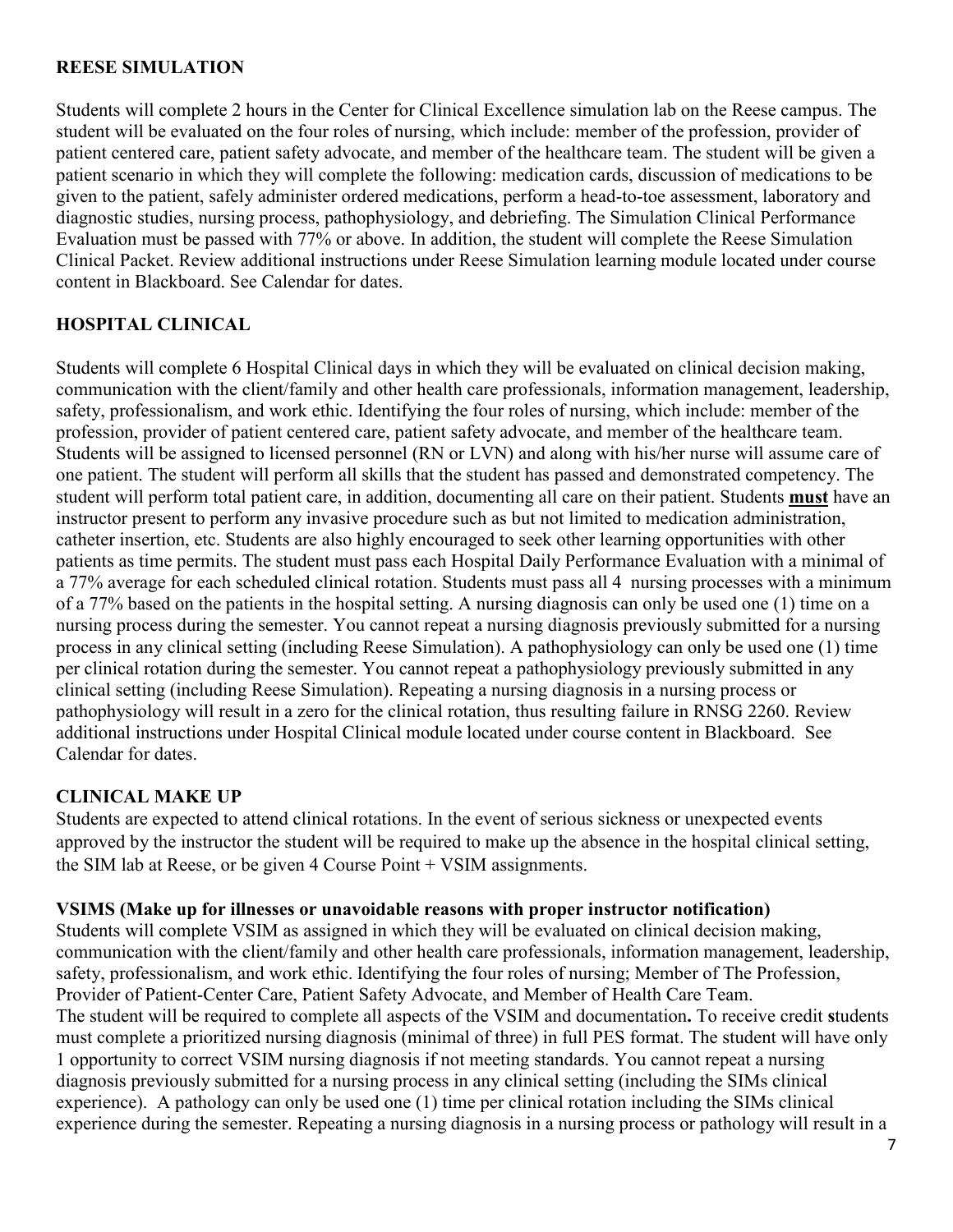## REESE SIMULATION

Students will complete 2 hours in the Center for Clinical Excellence simulation lab on the Reese campus. The student will be evaluated on the four roles of nursing, which include: member of the profession, provider of patient centered care, patient safety advocate, and member of the healthcare team. The student will be given a patient scenario in which they will complete the following: medication cards, discussion of medications to be given to the patient, safely administer ordered medications, perform a head-to-toe assessment, laboratory and diagnostic studies, nursing process, pathophysiology, and debriefing. The Simulation Clinical Performance Evaluation must be passed with 77% or above. In addition, the student will complete the Reese Simulation Clinical Packet. Review additional instructions under Reese Simulation learning module located under course content in Blackboard. See Calendar for dates.

## HOSPITAL CLINICAL

Students will complete 6 Hospital Clinical days in which they will be evaluated on clinical decision making, communication with the client/family and other health care professionals, information management, leadership, safety, professionalism, and work ethic. Identifying the four roles of nursing, which include: member of the profession, provider of patient centered care, patient safety advocate, and member of the healthcare team. Students will be assigned to licensed personnel (RN or LVN) and along with his/her nurse will assume care of one patient. The student will perform all skills that the student has passed and demonstrated competency. The student will perform total patient care, in addition, documenting all care on their patient. Students **must** have an instructor present to perform any invasive procedure such as but not limited to medication administration, catheter insertion, etc. Students are also highly encouraged to seek other learning opportunities with other patients as time permits. The student must pass each Hospital Daily Performance Evaluation with a minimal of a 77% average for each scheduled clinical rotation. Students must pass all 4 nursing processes with a minimum of a 77% based on the patients in the hospital setting. A nursing diagnosis can only be used one (1) time on a nursing process during the semester. You cannot repeat a nursing diagnosis previously submitted for a nursing process in any clinical setting (including Reese Simulation). A pathophysiology can only be used one (1) time per clinical rotation during the semester. You cannot repeat a pathophysiology previously submitted in any clinical setting (including Reese Simulation). Repeating a nursing diagnosis in a nursing process or pathophysiology will result in a zero for the clinical rotation, thus resulting failure in RNSG 2260. Review additional instructions under Hospital Clinical module located under course content in Blackboard. See Calendar for dates.

## CLINICAL MAKE UP

Students are expected to attend clinical rotations. In the event of serious sickness or unexpected events approved by the instructor the student will be required to make up the absence in the hospital clinical setting, the SIM lab at Reese, or be given 4 Course Point + VSIM assignments.

**VSIMS (Make up for illnesses or unavoidable reasons with proper instructor notification)**

Students will complete VSIM as assigned in which they will be evaluated on clinical decision making, communication with the client/family and other health care professionals, information management, leadership, safety, professionalism, and work ethic. Identifying the four roles of nursing; Member of The Profession, Provider of Patient-Center Care, Patient Safety Advocate, and Member of Health Care Team.

The student will be required to complete all aspects of the VSIM and documentation**.** To receive credit **s**tudents must complete a prioritized nursing diagnosis (minimal of three) in full PES format. The student will have only 1 opportunity to correct VSIM nursing diagnosis if not meeting standards. You cannot repeat a nursing diagnosis previously submitted for a nursing process in any clinical setting (including the SIMs clinical experience). A pathology can only be used one (1) time per clinical rotation including the SIMs clinical experience during the semester. Repeating a nursing diagnosis in a nursing process or pathology will result in a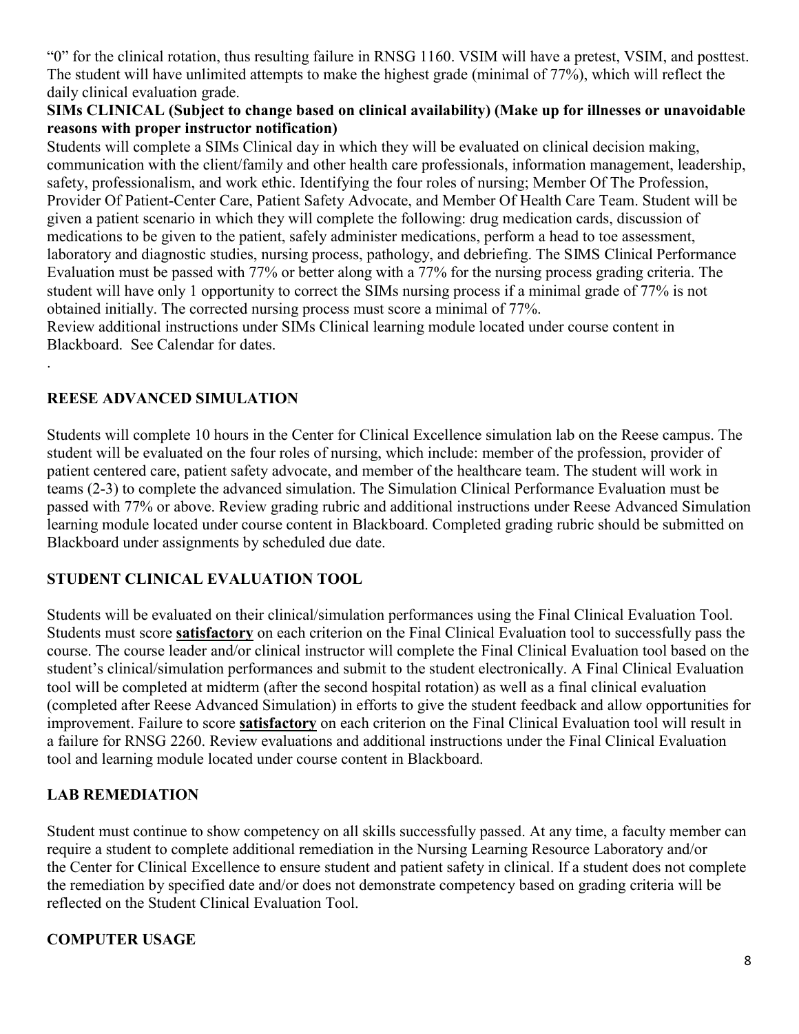"0" for the clinical rotation, thus resulting failure in RNSG 1160. VSIM will have a pretest, VSIM, and posttest. The student will have unlimited attempts to make the highest grade (minimal of 77%), which will reflect the daily clinical evaluation grade.

**SIMs CLINICAL (Subject to change based on clinical availability) (Make up for illnesses or unavoidable reasons with proper instructor notification)**

Students will complete a SIMs Clinical day in which they will be evaluated on clinical decision making, communication with the client/family and other health care professionals, information management, leadership, safety, professionalism, and work ethic. Identifying the four roles of nursing; Member Of The Profession, Provider Of Patient-Center Care, Patient Safety Advocate, and Member Of Health Care Team. Student will be given a patient scenario in which they will complete the following: drug medication cards, discussion of medications to be given to the patient, safely administer medications, perform a head to toe assessment, laboratory and diagnostic studies, nursing process, pathology, and debriefing. The SIMS Clinical Performance Evaluation must be passed with 77% or better along with a 77% for the nursing process grading criteria. The student will have only 1 opportunity to correct the SIMs nursing process if a minimal grade of 77% is not obtained initially. The corrected nursing process must score a minimal of 77%.

Review additional instructions under SIMs Clinical learning module located under course content in Blackboard. See Calendar for dates.

.

**REESE ADVANCED SIMULATION**

Students will complete 10 hours in the Center for Clinical Excellence simulation lab on the Reese campus. The student will be evaluated on the four roles of nursing, which include: member of the profession, provider of patient centered care, patient safety advocate, and member of the healthcare team. The student will work in teams (2-3) to complete the advanced simulation. The Simulation Clinical Performance Evaluation must be passed with 77% or above. Review grading rubric and additional instructions under Reese Advanced Simulation learning module located under course content in Blackboard. Completed grading rubric should be submitted on Blackboard under assignments by scheduled due date.

**STUDENT CLINICAL EVALUATION TOOL**

Students will be evaluated on their clinical/simulation performances using the Final Clinical Evaluation Tool. Students must score **satisfactory** on each criterion on the Final Clinical Evaluation tool to successfully pass the course. The course leader and/or clinical instructor will complete the Final Clinical Evaluation tool based on the student's clinical/simulation performances and submit to the student electronically. A Final Clinical Evaluation tool will be completed at midterm (after the second hospital rotation) as well as a final clinical evaluation (completed after Reese Advanced Simulation) in efforts to give the student feedback and allow opportunities for improvement. Failure to score **satisfactory** on each criterion on the Final Clinical Evaluation tool will result in a failure for RNSG 2260. Review evaluations and additional instructions under the Final Clinical Evaluation tool and learning module located under course content in Blackboard.

**LAB REMEDIATION**

Student must continue to show competency on all skills successfully passed. At any time, a faculty member can require a student to complete additional remediation in the Nursing Learning Resource Laboratory and/or the Center for Clinical Excellence to ensure student and patient safety in clinical. If a student does not complete the remediation by specified date and/or does not demonstrate competency based on grading criteria will be reflected on the Student Clinical Evaluation Tool.

**COMPUTER USAGE**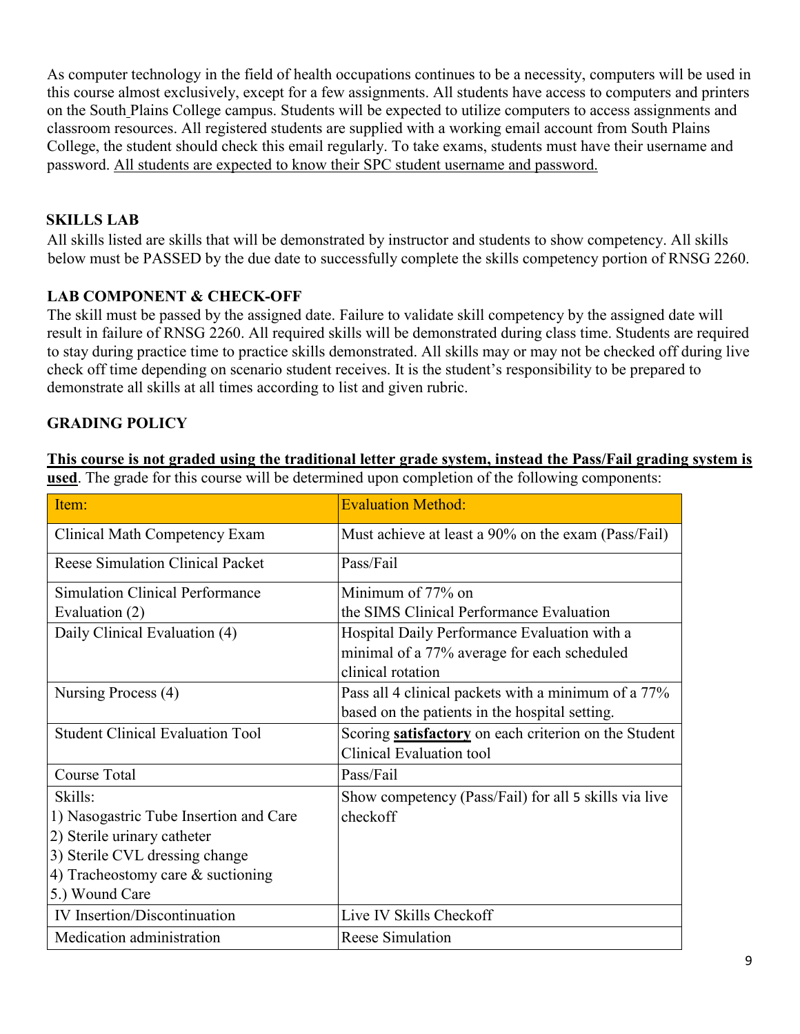As computer technology in the field of health occupations continues to be a necessity, computers will be used in this course almost exclusively, except for a few assignments. All students have access to computers and printers on the South Plains College campus. Students will be expected to utilize computers to access assignments and classroom resources. All registered students are supplied with a working email account from South Plains College, the student should check this email regularly. To take exams, students must have their username and password. <u>All students are expected to know their SPC student username and password.</u>

## SKILLS LAB

All skills listed are skills that will be demonstrated by instructor and students to show competency. All skills below must be PASSED by the due date to successfully complete the skills competency portion of RNSG 2260.

## LAB COMPONENT & CHECK-OFF

The skill must be passed by the assigned date. Failure to validate skill competency by the assigned date will result in failure of RNSG 2260. All required skills will be demonstrated during class time. Students are required to stay during practice time to practice skills demonstrated. All skills may or may not be checked off during live check off time depending on scenario student receives. It is the student's responsibility to be prepared to demonstrate all skills at all times according to list and given rubric.

## GRADING POLICY

**<u>This course is not graded using the traditional letter grade system, instead the Pass/Fail grading system is used</u>**. The grade for this course will be determined upon completion of the following components:

| Item: | Evaluation Method: |
|---|---|
| Clinical Math Competency Exam | Must achieve at least a 90% on the exam (Pass/Fail) |
| Reese Simulation Clinical Packet | Pass/Fail |
| Simulation Clinical Performance Evaluation (2) | Minimum of 77% on the SIMS Clinical Performance Evaluation |
| Daily Clinical Evaluation (4) | Hospital Daily Performance Evaluation with a minimal of a 77% average for each scheduled clinical rotation |
| Nursing Process (4) | Pass all 4 clinical packets with a minimum of a 77% based on the patients in the hospital setting. |
| Student Clinical Evaluation Tool | Scoring **<u>satisfactory</u>** on each criterion on the Student Clinical Evaluation tool |
| Course Total | Pass/Fail |
| Skills:<br>1) Nasogastric Tube Insertion and Care<br>2) Sterile urinary catheter<br>3) Sterile CVL dressing change<br>4) Tracheostomy care & suctioning<br>5.) Wound Care | Show competency (Pass/Fail) for all 5 skills via live checkoff |
| IV Insertion/Discontinuation | Live IV Skills Checkoff |
| Medication administration | Reese Simulation |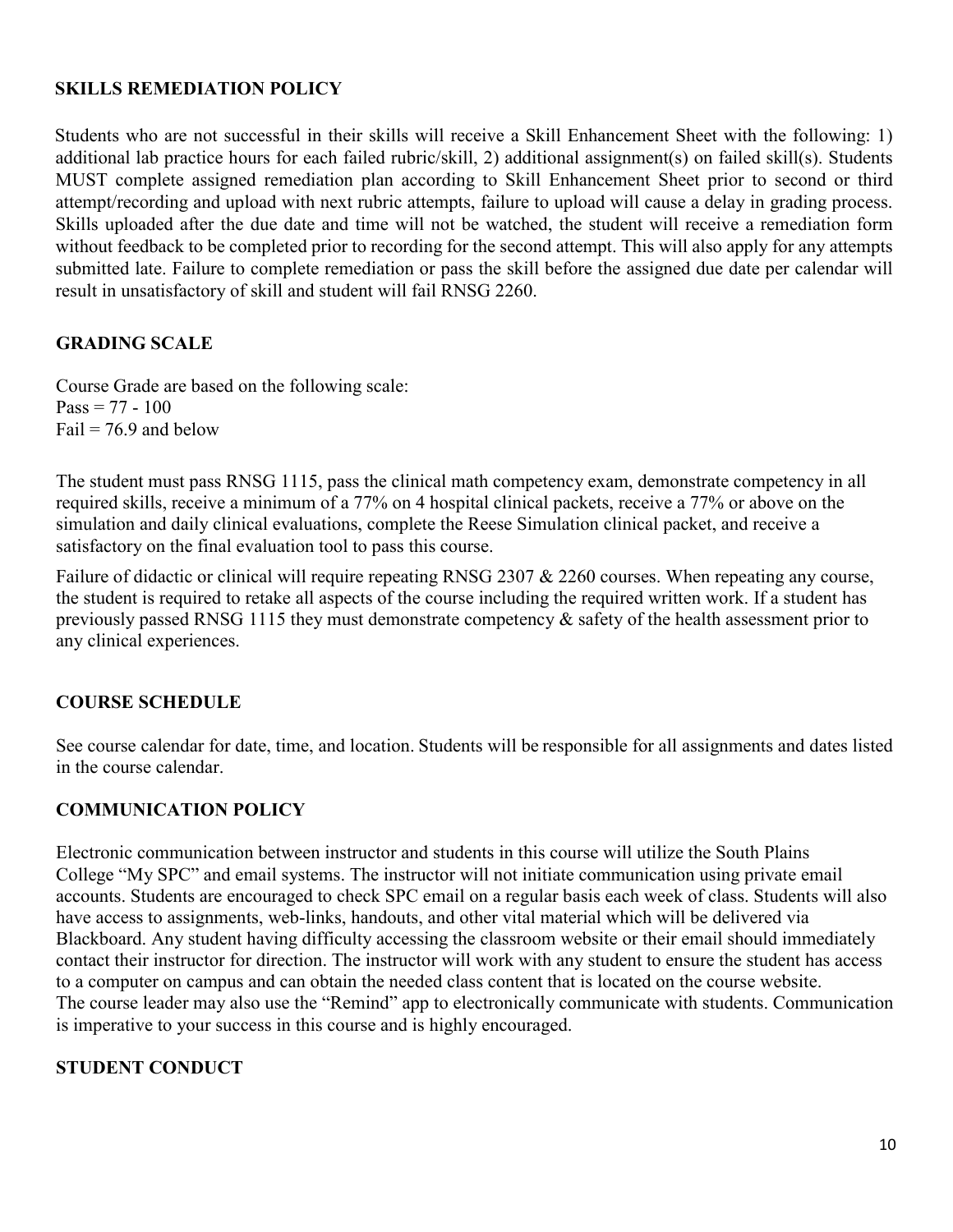## SKILLS REMEDIATION POLICY

Students who are not successful in their skills will receive a Skill Enhancement Sheet with the following: 1) additional lab practice hours for each failed rubric/skill, 2) additional assignment(s) on failed skill(s). Students MUST complete assigned remediation plan according to Skill Enhancement Sheet prior to second or third attempt/recording and upload with next rubric attempts, failure to upload will cause a delay in grading process. Skills uploaded after the due date and time will not be watched, the student will receive a remediation form without feedback to be completed prior to recording for the second attempt. This will also apply for any attempts submitted late. Failure to complete remediation or pass the skill before the assigned due date per calendar will result in unsatisfactory of skill and student will fail RNSG 2260.

## GRADING SCALE

Course Grade are based on the following scale:
Pass = 77 - 100
Fail = 76.9 and below

The student must pass RNSG 1115, pass the clinical math competency exam, demonstrate competency in all required skills, receive a minimum of a 77% on 4 hospital clinical packets, receive a 77% or above on the simulation and daily clinical evaluations, complete the Reese Simulation clinical packet, and receive a satisfactory on the final evaluation tool to pass this course.

Failure of didactic or clinical will require repeating RNSG 2307 & 2260 courses. When repeating any course, the student is required to retake all aspects of the course including the required written work. If a student has previously passed RNSG 1115 they must demonstrate competency & safety of the health assessment prior to any clinical experiences.

## COURSE SCHEDULE

See course calendar for date, time, and location. Students will be responsible for all assignments and dates listed in the course calendar.

## COMMUNICATION POLICY

Electronic communication between instructor and students in this course will utilize the South Plains College "My SPC" and email systems. The instructor will not initiate communication using private email accounts. Students are encouraged to check SPC email on a regular basis each week of class. Students will also have access to assignments, web-links, handouts, and other vital material which will be delivered via Blackboard. Any student having difficulty accessing the classroom website or their email should immediately contact their instructor for direction. The instructor will work with any student to ensure the student has access to a computer on campus and can obtain the needed class content that is located on the course website.
The course leader may also use the "Remind" app to electronically communicate with students. Communication is imperative to your success in this course and is highly encouraged.

## STUDENT CONDUCT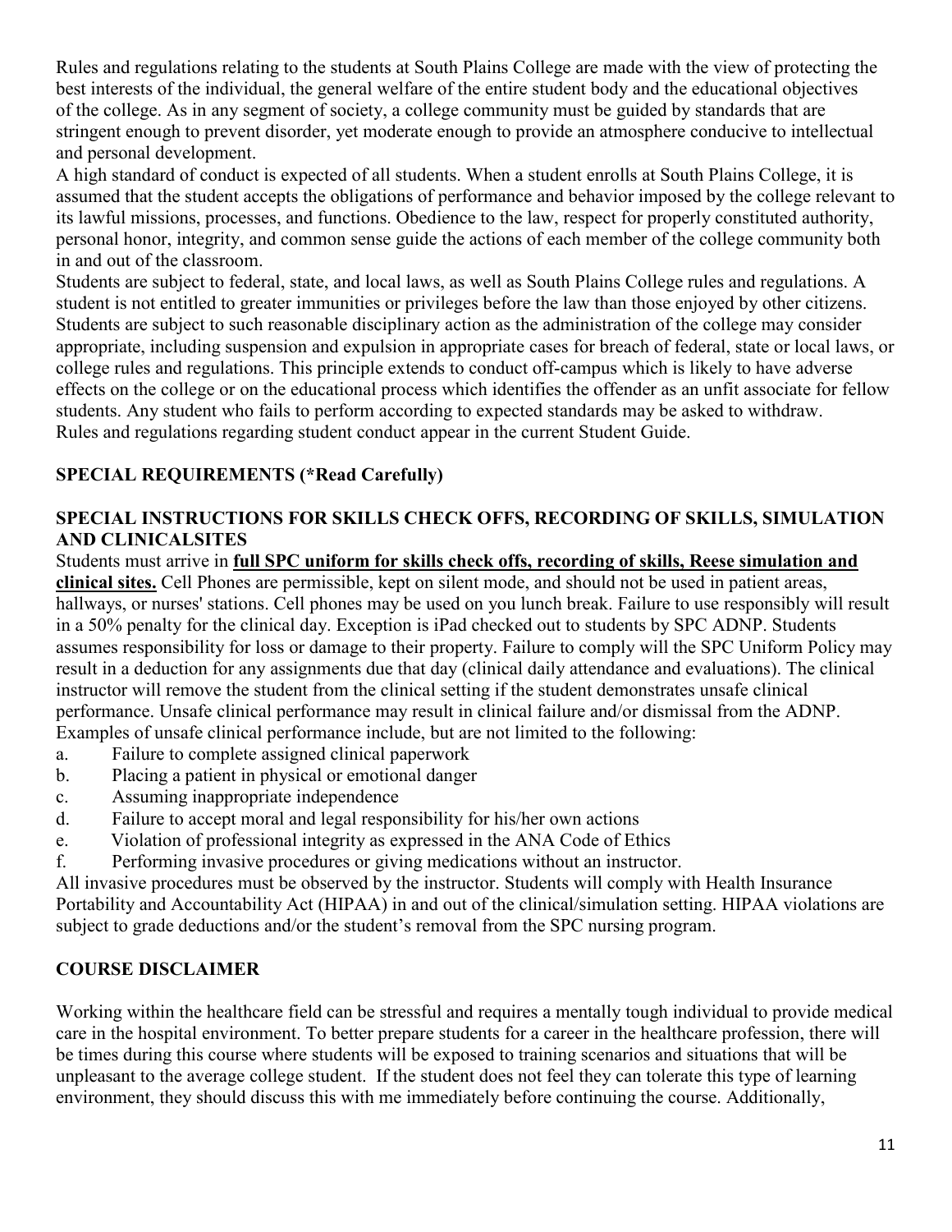Rules and regulations relating to the students at South Plains College are made with the view of protecting the best interests of the individual, the general welfare of the entire student body and the educational objectives of the college. As in any segment of society, a college community must be guided by standards that are stringent enough to prevent disorder, yet moderate enough to provide an atmosphere conducive to intellectual and personal development.

A high standard of conduct is expected of all students. When a student enrolls at South Plains College, it is assumed that the student accepts the obligations of performance and behavior imposed by the college relevant to its lawful missions, processes, and functions. Obedience to the law, respect for properly constituted authority, personal honor, integrity, and common sense guide the actions of each member of the college community both in and out of the classroom.

Students are subject to federal, state, and local laws, as well as South Plains College rules and regulations. A student is not entitled to greater immunities or privileges before the law than those enjoyed by other citizens. Students are subject to such reasonable disciplinary action as the administration of the college may consider appropriate, including suspension and expulsion in appropriate cases for breach of federal, state or local laws, or college rules and regulations. This principle extends to conduct off-campus which is likely to have adverse effects on the college or on the educational process which identifies the offender as an unfit associate for fellow students. Any student who fails to perform according to expected standards may be asked to withdraw.

Rules and regulations regarding student conduct appear in the current Student Guide.

## SPECIAL REQUIREMENTS (*Read Carefully)

### SPECIAL INSTRUCTIONS FOR SKILLS CHECK OFFS, RECORDING OF SKILLS, SIMULATION AND CLINICALSITES

Students must arrive in **full SPC uniform for skills check offs, recording of skills, Reese simulation and clinical sites.** Cell Phones are permissible, kept on silent mode, and should not be used in patient areas, hallways, or nurses' stations. Cell phones may be used on you lunch break. Failure to use responsibly will result in a 50% penalty for the clinical day. Exception is iPad checked out to students by SPC ADNP. Students assumes responsibility for loss or damage to their property. Failure to comply will the SPC Uniform Policy may result in a deduction for any assignments due that day (clinical daily attendance and evaluations). The clinical instructor will remove the student from the clinical setting if the student demonstrates unsafe clinical performance. Unsafe clinical performance may result in clinical failure and/or dismissal from the ADNP. Examples of unsafe clinical performance include, but are not limited to the following:

a. Failure to complete assigned clinical paperwork
b. Placing a patient in physical or emotional danger
c. Assuming inappropriate independence
d. Failure to accept moral and legal responsibility for his/her own actions
e. Violation of professional integrity as expressed in the ANA Code of Ethics
f. Performing invasive procedures or giving medications without an instructor.

All invasive procedures must be observed by the instructor. Students will comply with Health Insurance Portability and Accountability Act (HIPAA) in and out of the clinical/simulation setting. HIPAA violations are subject to grade deductions and/or the student's removal from the SPC nursing program.

## COURSE DISCLAIMER

Working within the healthcare field can be stressful and requires a mentally tough individual to provide medical care in the hospital environment. To better prepare students for a career in the healthcare profession, there will be times during this course where students will be exposed to training scenarios and situations that will be unpleasant to the average college student. If the student does not feel they can tolerate this type of learning environment, they should discuss this with me immediately before continuing the course. Additionally,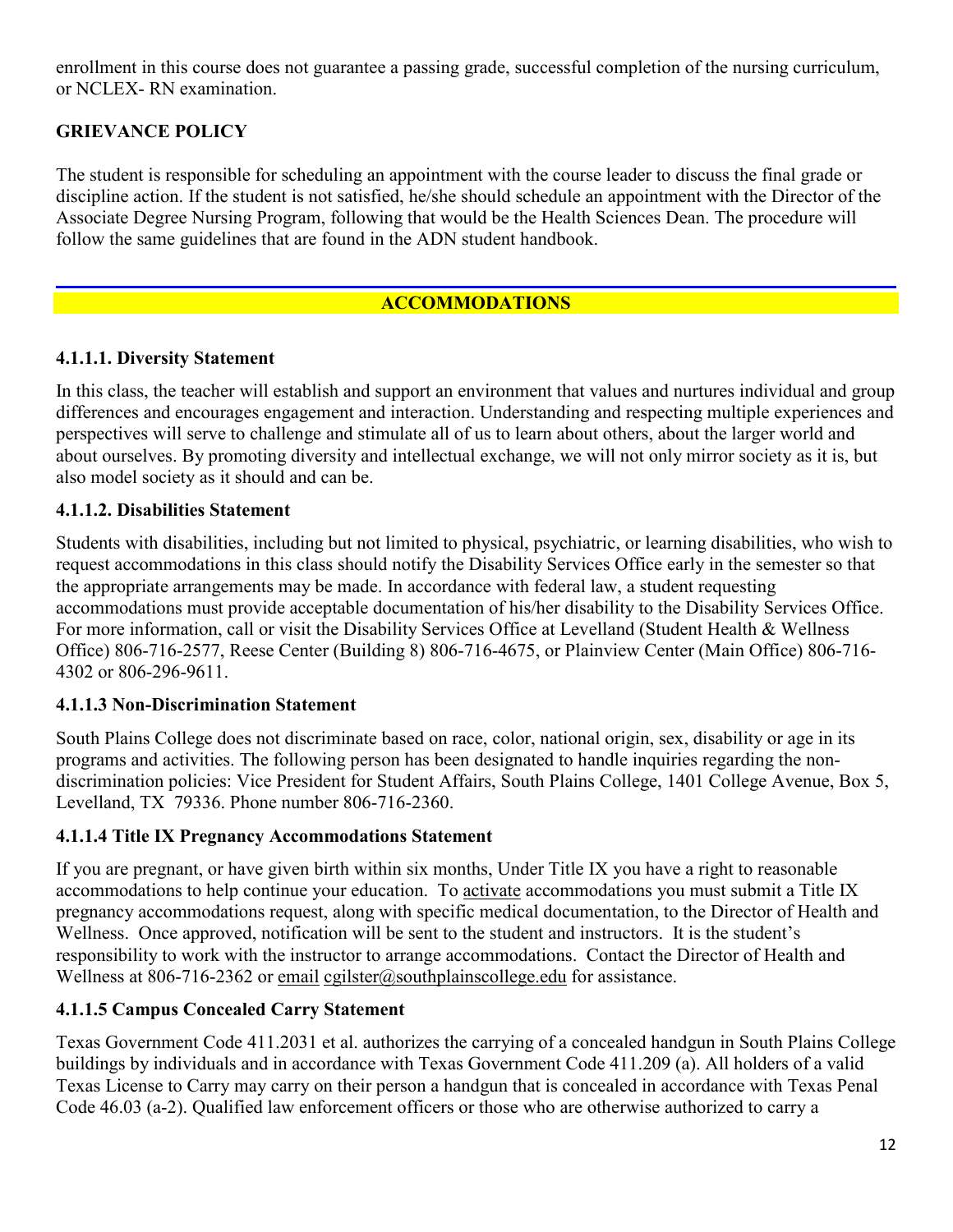enrollment in this course does not guarantee a passing grade, successful completion of the nursing curriculum, or NCLEX- RN examination.

## GRIEVANCE POLICY

The student is responsible for scheduling an appointment with the course leader to discuss the final grade or discipline action. If the student is not satisfied, he/she should schedule an appointment with the Director of the Associate Degree Nursing Program, following that would be the Health Sciences Dean. The procedure will follow the same guidelines that are found in the ADN student handbook.

## ACCOMMODATIONS

### 4.1.1.1. Diversity Statement

In this class, the teacher will establish and support an environment that values and nurtures individual and group differences and encourages engagement and interaction. Understanding and respecting multiple experiences and perspectives will serve to challenge and stimulate all of us to learn about others, about the larger world and about ourselves. By promoting diversity and intellectual exchange, we will not only mirror society as it is, but also model society as it should and can be.

### 4.1.1.2. Disabilities Statement

Students with disabilities, including but not limited to physical, psychiatric, or learning disabilities, who wish to request accommodations in this class should notify the Disability Services Office early in the semester so that the appropriate arrangements may be made. In accordance with federal law, a student requesting accommodations must provide acceptable documentation of his/her disability to the Disability Services Office. For more information, call or visit the Disability Services Office at Levelland (Student Health & Wellness Office) 806-716-2577, Reese Center (Building 8) 806-716-4675, or Plainview Center (Main Office) 806-716-4302 or 806-296-9611.

### 4.1.1.3 Non-Discrimination Statement

South Plains College does not discriminate based on race, color, national origin, sex, disability or age in its programs and activities. The following person has been designated to handle inquiries regarding the non-discrimination policies: Vice President for Student Affairs, South Plains College, 1401 College Avenue, Box 5, Levelland, TX 79336. Phone number 806-716-2360.

### 4.1.1.4 Title IX Pregnancy Accommodations Statement

If you are pregnant, or have given birth within six months, Under Title IX you have a right to reasonable accommodations to help continue your education. To activate accommodations you must submit a Title IX pregnancy accommodations request, along with specific medical documentation, to the Director of Health and Wellness. Once approved, notification will be sent to the student and instructors. It is the student's responsibility to work with the instructor to arrange accommodations. Contact the Director of Health and Wellness at 806-716-2362 or email cgilster@southplainscollege.edu for assistance.

### 4.1.1.5 Campus Concealed Carry Statement

Texas Government Code 411.2031 et al. authorizes the carrying of a concealed handgun in South Plains College buildings by individuals and in accordance with Texas Government Code 411.209 (a). All holders of a valid Texas License to Carry may carry on their person a handgun that is concealed in accordance with Texas Penal Code 46.03 (a-2). Qualified law enforcement officers or those who are otherwise authorized to carry a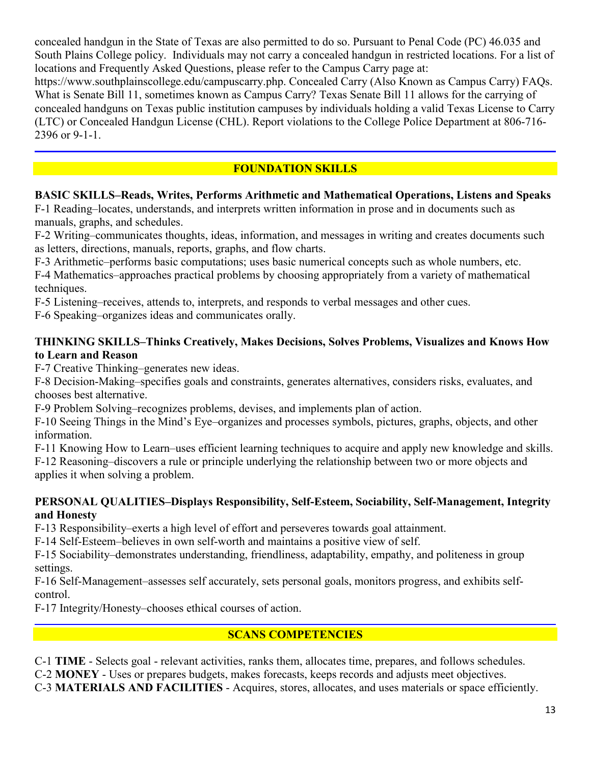concealed handgun in the State of Texas are also permitted to do so. Pursuant to Penal Code (PC) 46.035 and South Plains College policy. Individuals may not carry a concealed handgun in restricted locations. For a list of locations and Frequently Asked Questions, please refer to the Campus Carry page at: https://www.southplainscollege.edu/campuscarry.php. Concealed Carry (Also Known as Campus Carry) FAQs. What is Senate Bill 11, sometimes known as Campus Carry? Texas Senate Bill 11 allows for the carrying of concealed handguns on Texas public institution campuses by individuals holding a valid Texas License to Carry (LTC) or Concealed Handgun License (CHL). Report violations to the College Police Department at 806-716-2396 or 9-1-1.

## FOUNDATION SKILLS

**BASIC SKILLS–Reads, Writes, Performs Arithmetic and Mathematical Operations, Listens and Speaks**

F-1 Reading–locates, understands, and interprets written information in prose and in documents such as manuals, graphs, and schedules.
F-2 Writing–communicates thoughts, ideas, information, and messages in writing and creates documents such as letters, directions, manuals, reports, graphs, and flow charts.
F-3 Arithmetic–performs basic computations; uses basic numerical concepts such as whole numbers, etc.
F-4 Mathematics–approaches practical problems by choosing appropriately from a variety of mathematical techniques.
F-5 Listening–receives, attends to, interprets, and responds to verbal messages and other cues.
F-6 Speaking–organizes ideas and communicates orally.

**THINKING SKILLS–Thinks Creatively, Makes Decisions, Solves Problems, Visualizes and Knows How to Learn and Reason**

F-7 Creative Thinking–generates new ideas.
F-8 Decision-Making–specifies goals and constraints, generates alternatives, considers risks, evaluates, and chooses best alternative.
F-9 Problem Solving–recognizes problems, devises, and implements plan of action.
F-10 Seeing Things in the Mind's Eye–organizes and processes symbols, pictures, graphs, objects, and other information.
F-11 Knowing How to Learn–uses efficient learning techniques to acquire and apply new knowledge and skills.
F-12 Reasoning–discovers a rule or principle underlying the relationship between two or more objects and applies it when solving a problem.

**PERSONAL QUALITIES–Displays Responsibility, Self-Esteem, Sociability, Self-Management, Integrity and Honesty**

F-13 Responsibility–exerts a high level of effort and perseveres towards goal attainment.
F-14 Self-Esteem–believes in own self-worth and maintains a positive view of self.
F-15 Sociability–demonstrates understanding, friendliness, adaptability, empathy, and politeness in group settings.
F-16 Self-Management–assesses self accurately, sets personal goals, monitors progress, and exhibits self-control.
F-17 Integrity/Honesty–chooses ethical courses of action.

## SCANS COMPETENCIES

C-1 **TIME** - Selects goal - relevant activities, ranks them, allocates time, prepares, and follows schedules.
C-2 **MONEY** - Uses or prepares budgets, makes forecasts, keeps records and adjusts meet objectives.
C-3 **MATERIALS AND FACILITIES** - Acquires, stores, allocates, and uses materials or space efficiently.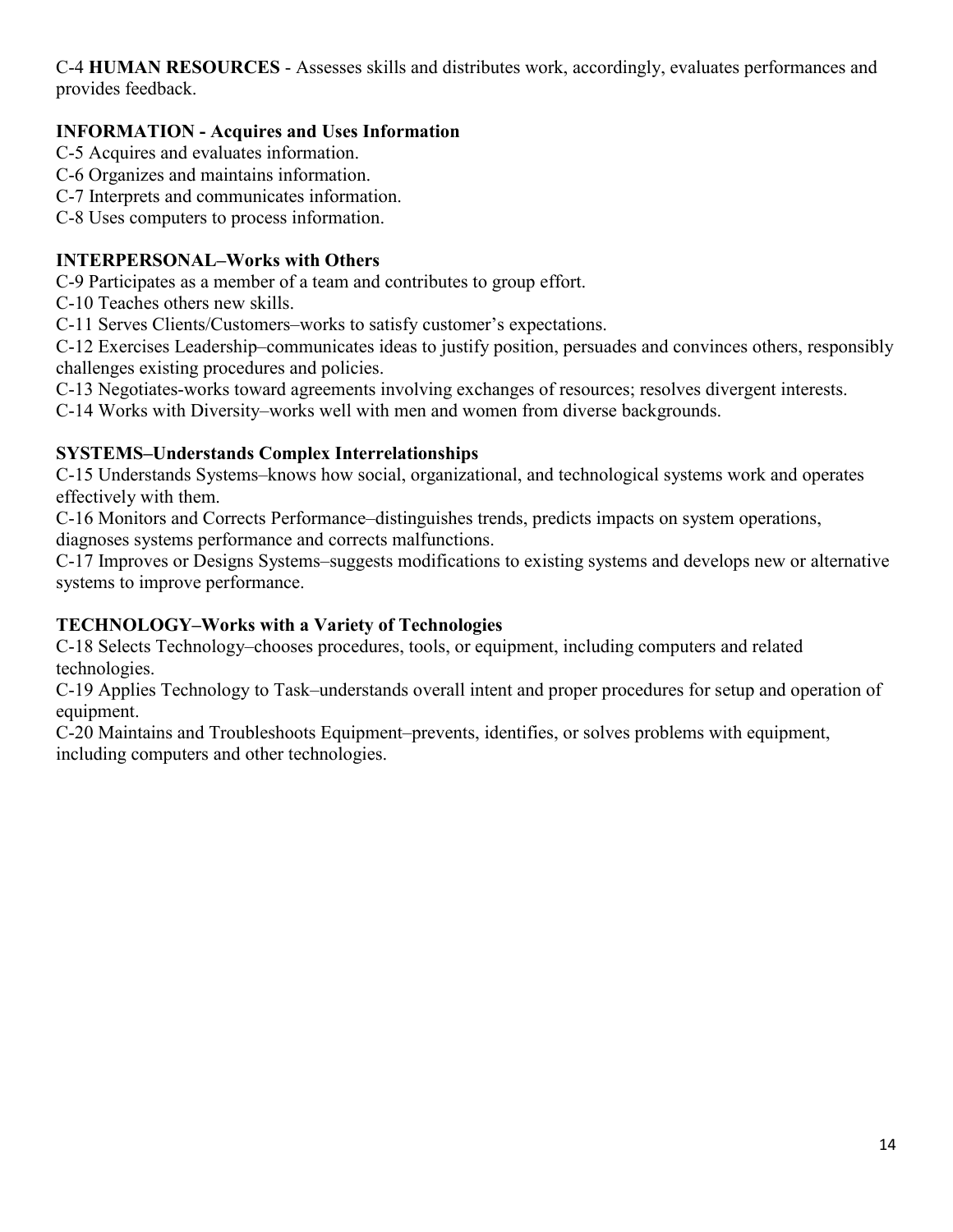C-4 **HUMAN RESOURCES** - Assesses skills and distributes work, accordingly, evaluates performances and provides feedback.

**INFORMATION - Acquires and Uses Information**

C-5 Acquires and evaluates information.
C-6 Organizes and maintains information.
C-7 Interprets and communicates information.
C-8 Uses computers to process information.

**INTERPERSONAL–Works with Others**

C-9 Participates as a member of a team and contributes to group effort.
C-10 Teaches others new skills.
C-11 Serves Clients/Customers–works to satisfy customer's expectations.
C-12 Exercises Leadership–communicates ideas to justify position, persuades and convinces others, responsibly challenges existing procedures and policies.
C-13 Negotiates-works toward agreements involving exchanges of resources; resolves divergent interests.
C-14 Works with Diversity–works well with men and women from diverse backgrounds.

**SYSTEMS–Understands Complex Interrelationships**

C-15 Understands Systems–knows how social, organizational, and technological systems work and operates effectively with them.
C-16 Monitors and Corrects Performance–distinguishes trends, predicts impacts on system operations, diagnoses systems performance and corrects malfunctions.
C-17 Improves or Designs Systems–suggests modifications to existing systems and develops new or alternative systems to improve performance.

**TECHNOLOGY–Works with a Variety of Technologies**

C-18 Selects Technology–chooses procedures, tools, or equipment, including computers and related technologies.
C-19 Applies Technology to Task–understands overall intent and proper procedures for setup and operation of equipment.
C-20 Maintains and Troubleshoots Equipment–prevents, identifies, or solves problems with equipment, including computers and other technologies.